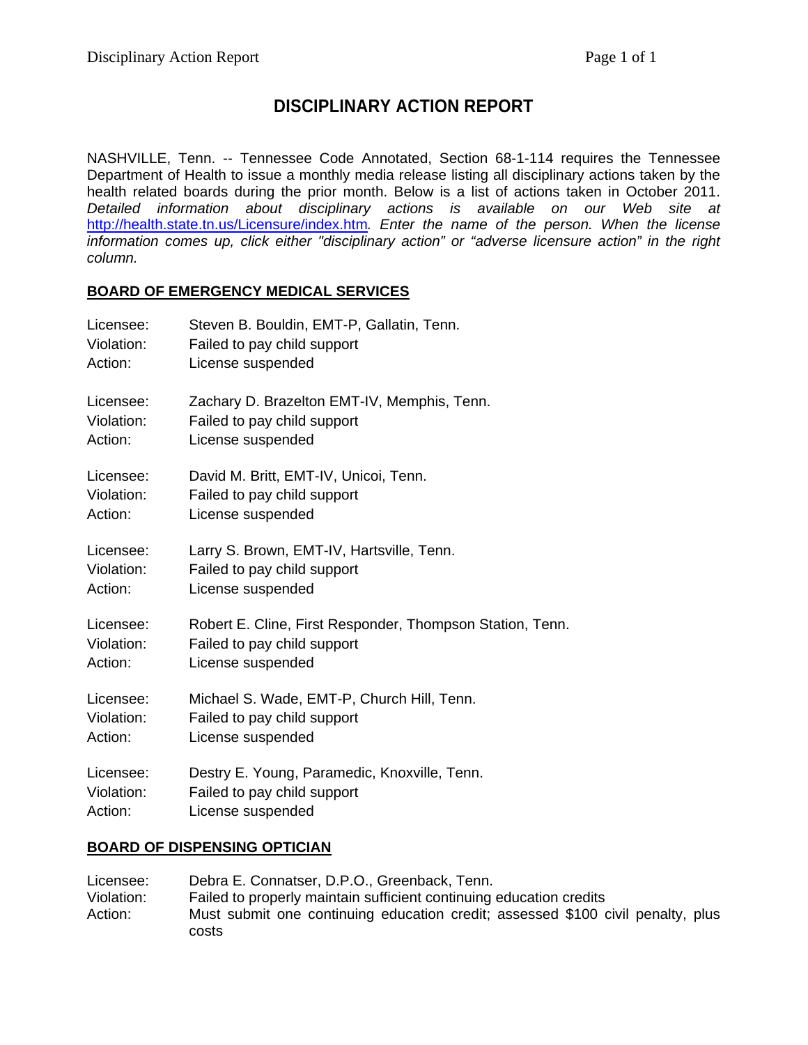# DISCIPLINARY ACTION REPORT

NASHVILLE, Tenn. -- Tennessee Code Annotated, Section 68-1-114 requires the Tennessee Department of Health to issue a monthly media release listing all disciplinary actions taken by the health related boards during the prior month. Below is a list of actions taken in October 2011. *Detailed information about disciplinary actions is available on our Web site at* http://health.state.tn.us/Licensure/index.htm*. Enter the name of the person. When the license information comes up, click either "disciplinary action" or "adverse licensure action" in the right column.*

## BOARD OF EMERGENCY MEDICAL SERVICES

Licensee: Steven B. Bouldin, EMT-P, Gallatin, Tenn.
Violation: Failed to pay child support
Action: License suspended

Licensee: Zachary D. Brazelton EMT-IV, Memphis, Tenn.
Violation: Failed to pay child support
Action: License suspended

Licensee: David M. Britt, EMT-IV, Unicoi, Tenn.
Violation: Failed to pay child support
Action: License suspended

Licensee: Larry S. Brown, EMT-IV, Hartsville, Tenn.
Violation: Failed to pay child support
Action: License suspended

Licensee: Robert E. Cline, First Responder, Thompson Station, Tenn.
Violation: Failed to pay child support
Action: License suspended

Licensee: Michael S. Wade, EMT-P, Church Hill, Tenn.
Violation: Failed to pay child support
Action: License suspended

Licensee: Destry E. Young, Paramedic, Knoxville, Tenn.
Violation: Failed to pay child support
Action: License suspended

## BOARD OF DISPENSING OPTICIAN

Licensee: Debra E. Connatser, D.P.O., Greenback, Tenn.
Violation: Failed to properly maintain sufficient continuing education credits
Action: Must submit one continuing education credit; assessed $100 civil penalty, plus costs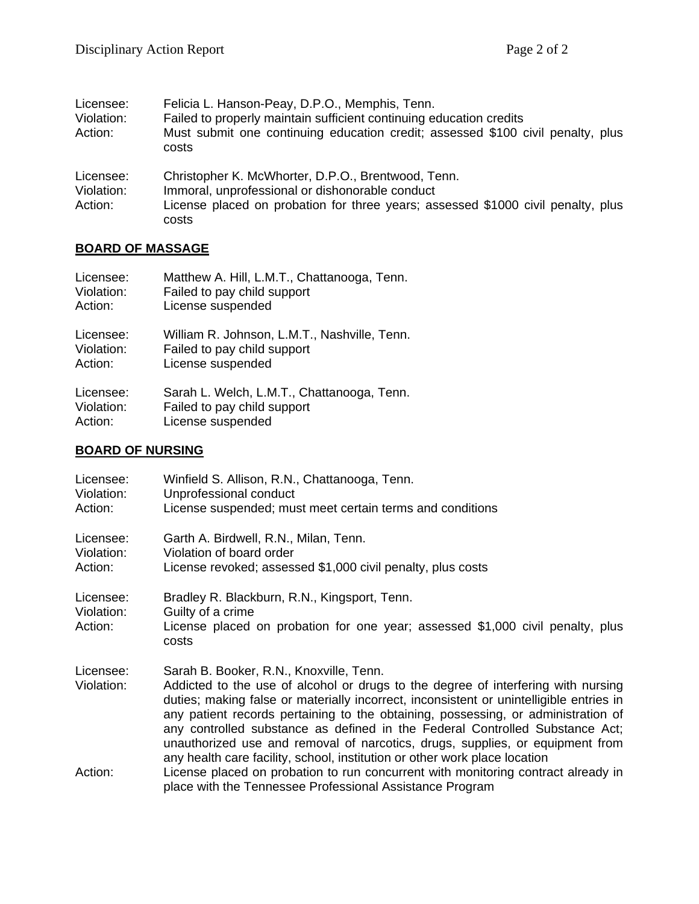Licensee: Felicia L. Hanson-Peay, D.P.O., Memphis, Tenn.
Violation: Failed to properly maintain sufficient continuing education credits
Action: Must submit one continuing education credit; assessed $100 civil penalty, plus costs

Licensee: Christopher K. McWhorter, D.P.O., Brentwood, Tenn.
Violation: Immoral, unprofessional or dishonorable conduct
Action: License placed on probation for three years; assessed $1000 civil penalty, plus costs

## BOARD OF MASSAGE

Licensee: Matthew A. Hill, L.M.T., Chattanooga, Tenn.
Violation: Failed to pay child support
Action: License suspended

Licensee: William R. Johnson, L.M.T., Nashville, Tenn.
Violation: Failed to pay child support
Action: License suspended

Licensee: Sarah L. Welch, L.M.T., Chattanooga, Tenn.
Violation: Failed to pay child support
Action: License suspended

## BOARD OF NURSING

Licensee: Winfield S. Allison, R.N., Chattanooga, Tenn.
Violation: Unprofessional conduct
Action: License suspended; must meet certain terms and conditions

Licensee: Garth A. Birdwell, R.N., Milan, Tenn.
Violation: Violation of board order
Action: License revoked; assessed $1,000 civil penalty, plus costs

Licensee: Bradley R. Blackburn, R.N., Kingsport, Tenn.
Violation: Guilty of a crime
Action: License placed on probation for one year; assessed $1,000 civil penalty, plus costs

Licensee: Sarah B. Booker, R.N., Knoxville, Tenn.
Violation: Addicted to the use of alcohol or drugs to the degree of interfering with nursing duties; making false or materially incorrect, inconsistent or unintelligible entries in any patient records pertaining to the obtaining, possessing, or administration of any controlled substance as defined in the Federal Controlled Substance Act; unauthorized use and removal of narcotics, drugs, supplies, or equipment from any health care facility, school, institution or other work place location
Action: License placed on probation to run concurrent with monitoring contract already in place with the Tennessee Professional Assistance Program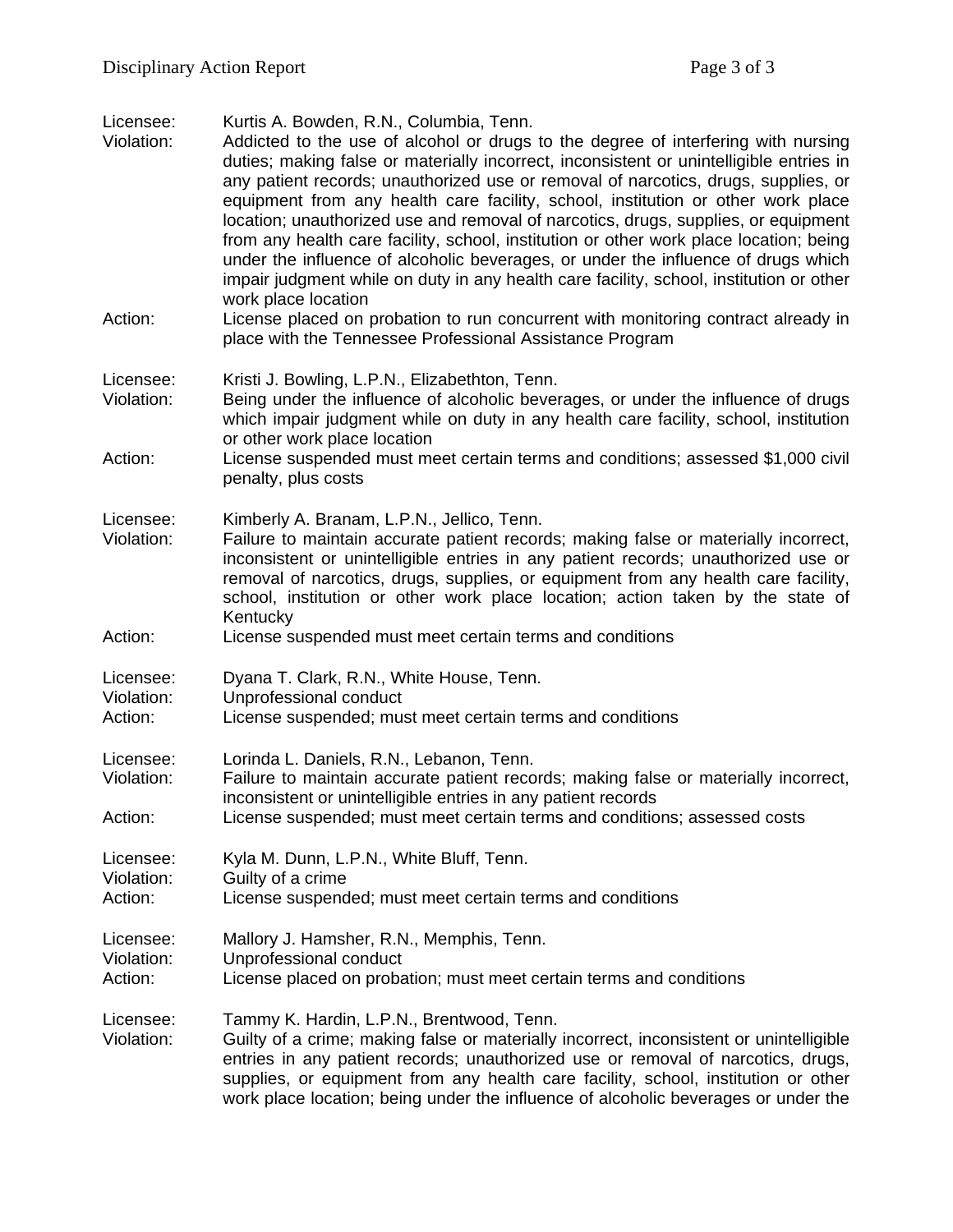Licensee: Kurtis A. Bowden, R.N., Columbia, Tenn.
Violation: Addicted to the use of alcohol or drugs to the degree of interfering with nursing duties; making false or materially incorrect, inconsistent or unintelligible entries in any patient records; unauthorized use or removal of narcotics, drugs, supplies, or equipment from any health care facility, school, institution or other work place location; unauthorized use and removal of narcotics, drugs, supplies, or equipment from any health care facility, school, institution or other work place location; being under the influence of alcoholic beverages, or under the influence of drugs which impair judgment while on duty in any health care facility, school, institution or other work place location
Action: License placed on probation to run concurrent with monitoring contract already in place with the Tennessee Professional Assistance Program

Licensee: Kristi J. Bowling, L.P.N., Elizabethton, Tenn.
Violation: Being under the influence of alcoholic beverages, or under the influence of drugs which impair judgment while on duty in any health care facility, school, institution or other work place location
Action: License suspended must meet certain terms and conditions; assessed $1,000 civil penalty, plus costs

Licensee: Kimberly A. Branam, L.P.N., Jellico, Tenn.
Violation: Failure to maintain accurate patient records; making false or materially incorrect, inconsistent or unintelligible entries in any patient records; unauthorized use or removal of narcotics, drugs, supplies, or equipment from any health care facility, school, institution or other work place location; action taken by the state of Kentucky
Action: License suspended must meet certain terms and conditions

Licensee: Dyana T. Clark, R.N., White House, Tenn.
Violation: Unprofessional conduct
Action: License suspended; must meet certain terms and conditions

Licensee: Lorinda L. Daniels, R.N., Lebanon, Tenn.
Violation: Failure to maintain accurate patient records; making false or materially incorrect, inconsistent or unintelligible entries in any patient records
Action: License suspended; must meet certain terms and conditions; assessed costs

Licensee: Kyla M. Dunn, L.P.N., White Bluff, Tenn.
Violation: Guilty of a crime
Action: License suspended; must meet certain terms and conditions

Licensee: Mallory J. Hamsher, R.N., Memphis, Tenn.
Violation: Unprofessional conduct
Action: License placed on probation; must meet certain terms and conditions

Licensee: Tammy K. Hardin, L.P.N., Brentwood, Tenn.
Violation: Guilty of a crime; making false or materially incorrect, inconsistent or unintelligible entries in any patient records; unauthorized use or removal of narcotics, drugs, supplies, or equipment from any health care facility, school, institution or other work place location; being under the influence of alcoholic beverages or under the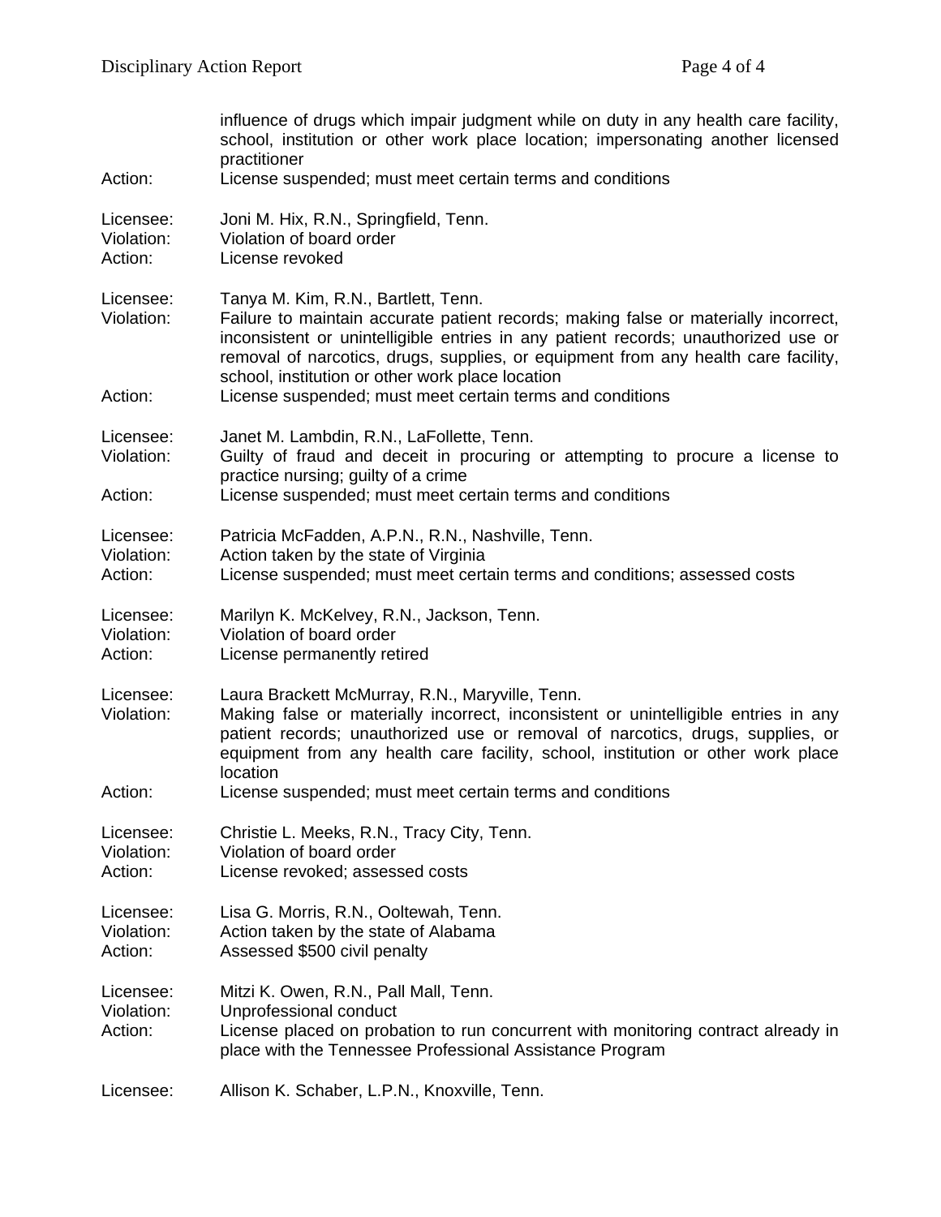influence of drugs which impair judgment while on duty in any health care facility, school, institution or other work place location; impersonating another licensed practitioner

Action: License suspended; must meet certain terms and conditions

Licensee: Joni M. Hix, R.N., Springfield, Tenn.
Violation: Violation of board order
Action: License revoked

Licensee: Tanya M. Kim, R.N., Bartlett, Tenn.
Violation: Failure to maintain accurate patient records; making false or materially incorrect, inconsistent or unintelligible entries in any patient records; unauthorized use or removal of narcotics, drugs, supplies, or equipment from any health care facility, school, institution or other work place location
Action: License suspended; must meet certain terms and conditions

Licensee: Janet M. Lambdin, R.N., LaFollette, Tenn.
Violation: Guilty of fraud and deceit in procuring or attempting to procure a license to practice nursing; guilty of a crime
Action: License suspended; must meet certain terms and conditions

Licensee: Patricia McFadden, A.P.N., R.N., Nashville, Tenn.
Violation: Action taken by the state of Virginia
Action: License suspended; must meet certain terms and conditions; assessed costs

Licensee: Marilyn K. McKelvey, R.N., Jackson, Tenn.
Violation: Violation of board order
Action: License permanently retired

Licensee: Laura Brackett McMurray, R.N., Maryville, Tenn.
Violation: Making false or materially incorrect, inconsistent or unintelligible entries in any patient records; unauthorized use or removal of narcotics, drugs, supplies, or equipment from any health care facility, school, institution or other work place location
Action: License suspended; must meet certain terms and conditions

Licensee: Christie L. Meeks, R.N., Tracy City, Tenn.
Violation: Violation of board order
Action: License revoked; assessed costs

Licensee: Lisa G. Morris, R.N., Ooltewah, Tenn.
Violation: Action taken by the state of Alabama
Action: Assessed $500 civil penalty

Licensee: Mitzi K. Owen, R.N., Pall Mall, Tenn.
Violation: Unprofessional conduct
Action: License placed on probation to run concurrent with monitoring contract already in place with the Tennessee Professional Assistance Program

Licensee: Allison K. Schaber, L.P.N., Knoxville, Tenn.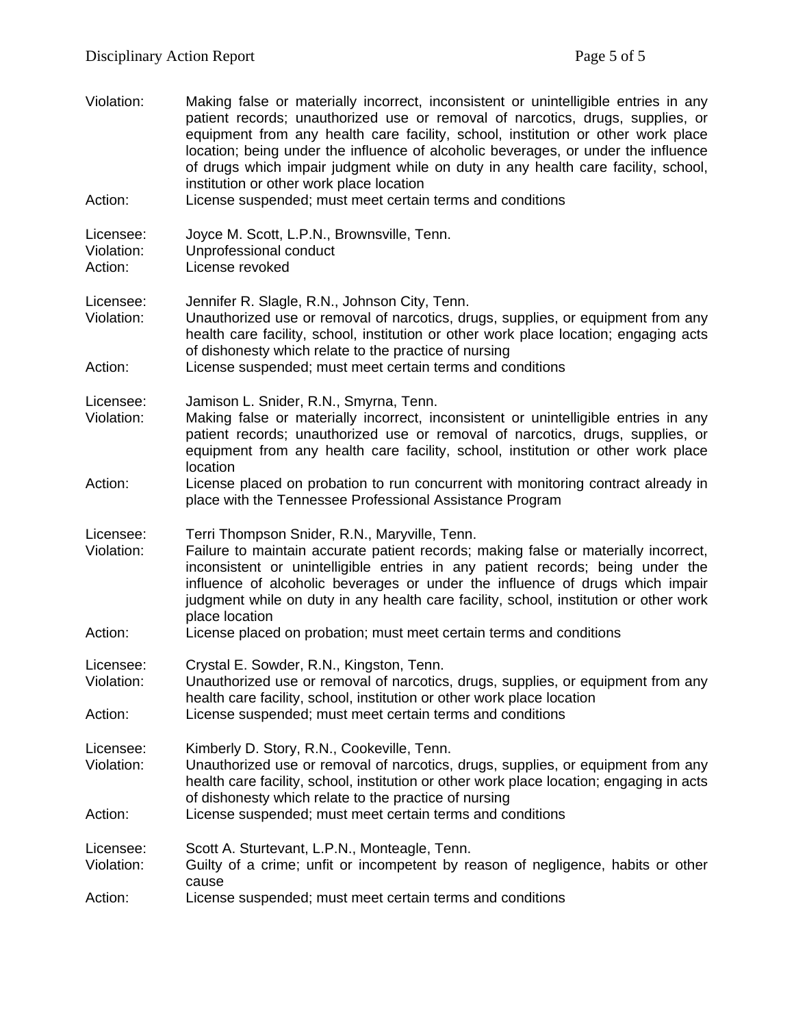Violation: Making false or materially incorrect, inconsistent or unintelligible entries in any patient records; unauthorized use or removal of narcotics, drugs, supplies, or equipment from any health care facility, school, institution or other work place location; being under the influence of alcoholic beverages, or under the influence of drugs which impair judgment while on duty in any health care facility, school, institution or other work place location
Action: License suspended; must meet certain terms and conditions

Licensee: Joyce M. Scott, L.P.N., Brownsville, Tenn.
Violation: Unprofessional conduct
Action: License revoked

Licensee: Jennifer R. Slagle, R.N., Johnson City, Tenn.
Violation: Unauthorized use or removal of narcotics, drugs, supplies, or equipment from any health care facility, school, institution or other work place location; engaging acts of dishonesty which relate to the practice of nursing
Action: License suspended; must meet certain terms and conditions

Licensee: Jamison L. Snider, R.N., Smyrna, Tenn.
Violation: Making false or materially incorrect, inconsistent or unintelligible entries in any patient records; unauthorized use or removal of narcotics, drugs, supplies, or equipment from any health care facility, school, institution or other work place location
Action: License placed on probation to run concurrent with monitoring contract already in place with the Tennessee Professional Assistance Program

Licensee: Terri Thompson Snider, R.N., Maryville, Tenn.
Violation: Failure to maintain accurate patient records; making false or materially incorrect, inconsistent or unintelligible entries in any patient records; being under the influence of alcoholic beverages or under the influence of drugs which impair judgment while on duty in any health care facility, school, institution or other work place location
Action: License placed on probation; must meet certain terms and conditions

Licensee: Crystal E. Sowder, R.N., Kingston, Tenn.
Violation: Unauthorized use or removal of narcotics, drugs, supplies, or equipment from any health care facility, school, institution or other work place location
Action: License suspended; must meet certain terms and conditions

Licensee: Kimberly D. Story, R.N., Cookeville, Tenn.
Violation: Unauthorized use or removal of narcotics, drugs, supplies, or equipment from any health care facility, school, institution or other work place location; engaging in acts of dishonesty which relate to the practice of nursing
Action: License suspended; must meet certain terms and conditions

Licensee: Scott A. Sturtevant, L.P.N., Monteagle, Tenn.
Violation: Guilty of a crime; unfit or incompetent by reason of negligence, habits or other cause
Action: License suspended; must meet certain terms and conditions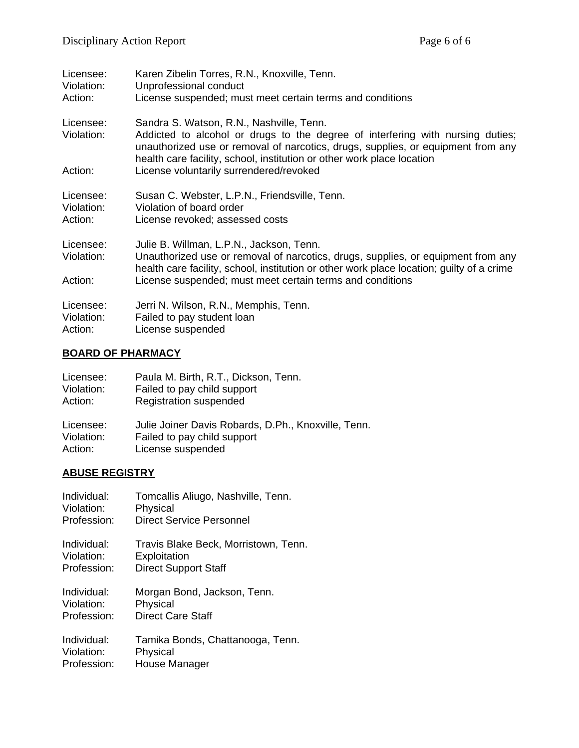Licensee: Karen Zibelin Torres, R.N., Knoxville, Tenn.
Violation: Unprofessional conduct
Action: License suspended; must meet certain terms and conditions

Licensee: Sandra S. Watson, R.N., Nashville, Tenn.
Violation: Addicted to alcohol or drugs to the degree of interfering with nursing duties; unauthorized use or removal of narcotics, drugs, supplies, or equipment from any health care facility, school, institution or other work place location
Action: License voluntarily surrendered/revoked

Licensee: Susan C. Webster, L.P.N., Friendsville, Tenn.
Violation: Violation of board order
Action: License revoked; assessed costs

Licensee: Julie B. Willman, L.P.N., Jackson, Tenn.
Violation: Unauthorized use or removal of narcotics, drugs, supplies, or equipment from any health care facility, school, institution or other work place location; guilty of a crime
Action: License suspended; must meet certain terms and conditions

Licensee: Jerri N. Wilson, R.N., Memphis, Tenn.
Violation: Failed to pay student loan
Action: License suspended

## BOARD OF PHARMACY

Licensee: Paula M. Birth, R.T., Dickson, Tenn.
Violation: Failed to pay child support
Action: Registration suspended

Licensee: Julie Joiner Davis Robards, D.Ph., Knoxville, Tenn.
Violation: Failed to pay child support
Action: License suspended

## ABUSE REGISTRY

Individual: Tomcallis Aliugo, Nashville, Tenn.
Violation: Physical
Profession: Direct Service Personnel

Individual: Travis Blake Beck, Morristown, Tenn.
Violation: Exploitation
Profession: Direct Support Staff

Individual: Morgan Bond, Jackson, Tenn.
Violation: Physical
Profession: Direct Care Staff

Individual: Tamika Bonds, Chattanooga, Tenn.
Violation: Physical
Profession: House Manager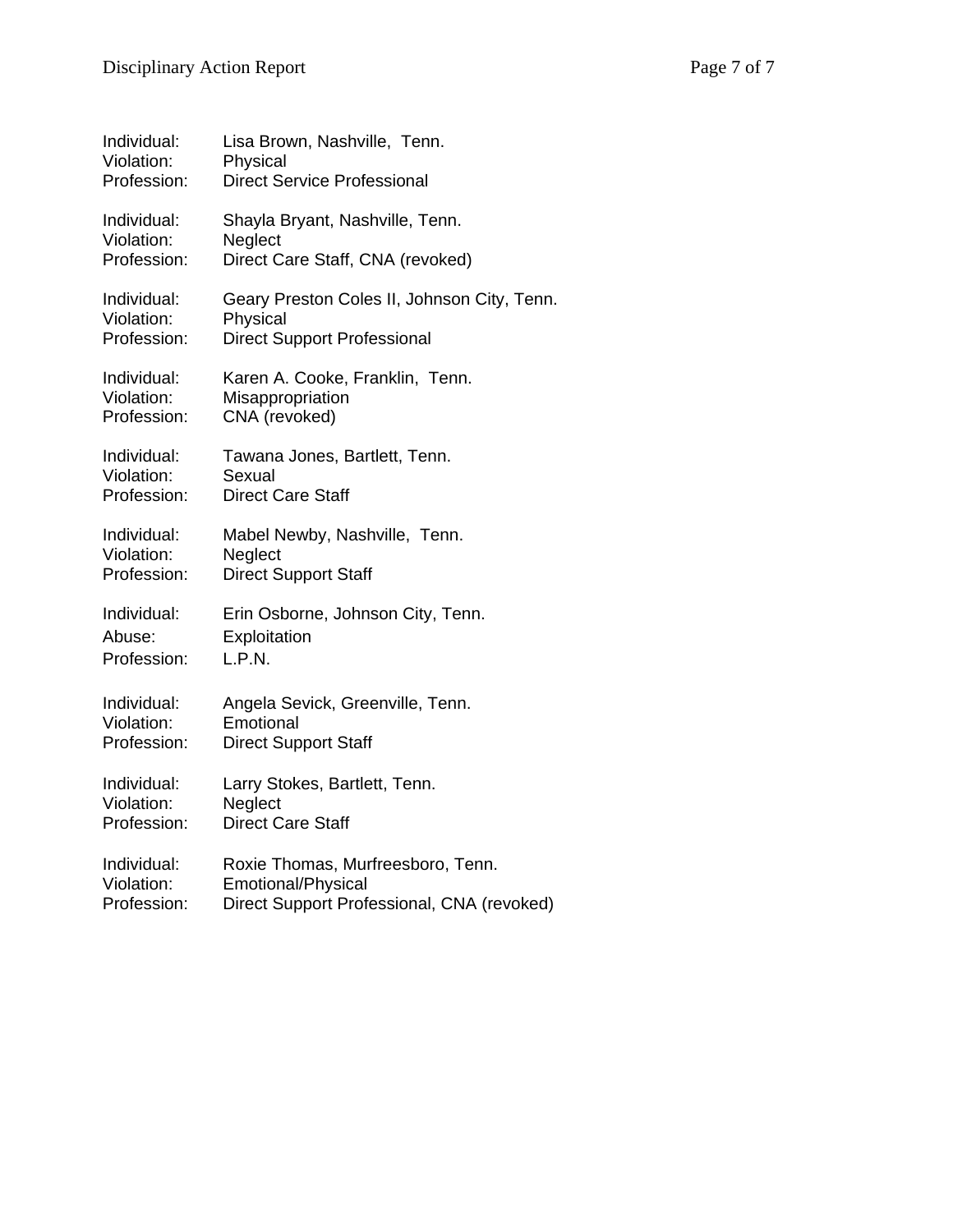Individual: Lisa Brown, Nashville, Tenn.
Violation: Physical
Profession: Direct Service Professional

Individual: Shayla Bryant, Nashville, Tenn.
Violation: Neglect
Profession: Direct Care Staff, CNA (revoked)

Individual: Geary Preston Coles II, Johnson City, Tenn.
Violation: Physical
Profession: Direct Support Professional

Individual: Karen A. Cooke, Franklin, Tenn.
Violation: Misappropriation
Profession: CNA (revoked)

Individual: Tawana Jones, Bartlett, Tenn.
Violation: Sexual
Profession: Direct Care Staff

Individual: Mabel Newby, Nashville, Tenn.
Violation: Neglect
Profession: Direct Support Staff

Individual: Erin Osborne, Johnson City, Tenn.
Abuse: Exploitation
Profession: L.P.N.

Individual: Angela Sevick, Greenville, Tenn.
Violation: Emotional
Profession: Direct Support Staff

Individual: Larry Stokes, Bartlett, Tenn.
Violation: Neglect
Profession: Direct Care Staff

Individual: Roxie Thomas, Murfreesboro, Tenn.
Violation: Emotional/Physical
Profession: Direct Support Professional, CNA (revoked)